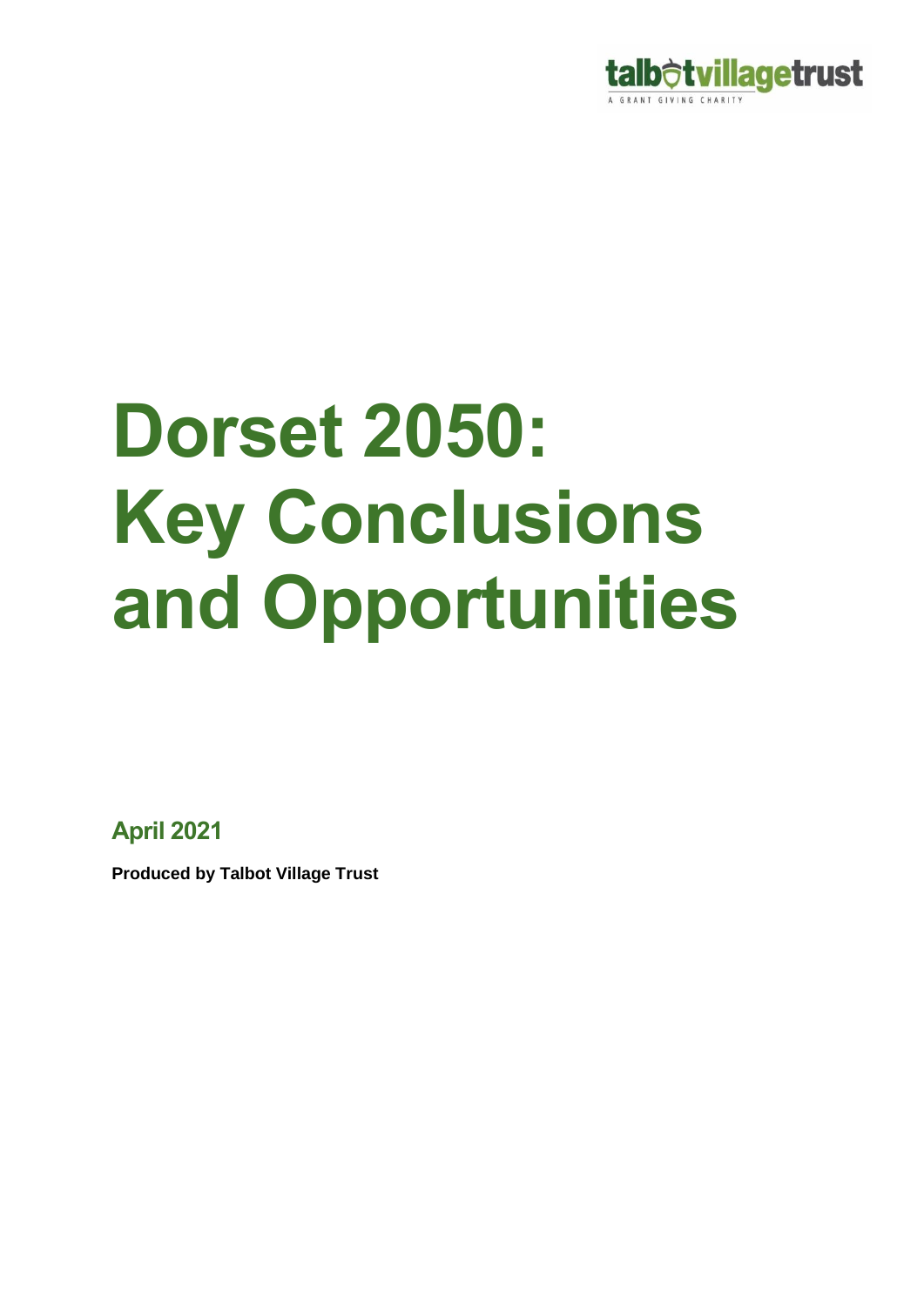talbotvillagetrust

A GRANT GIVING CHARITY

# Dorset 2050: Key Conclusions and Opportunities

## April 2021

**Produced by Talbot Village Trust**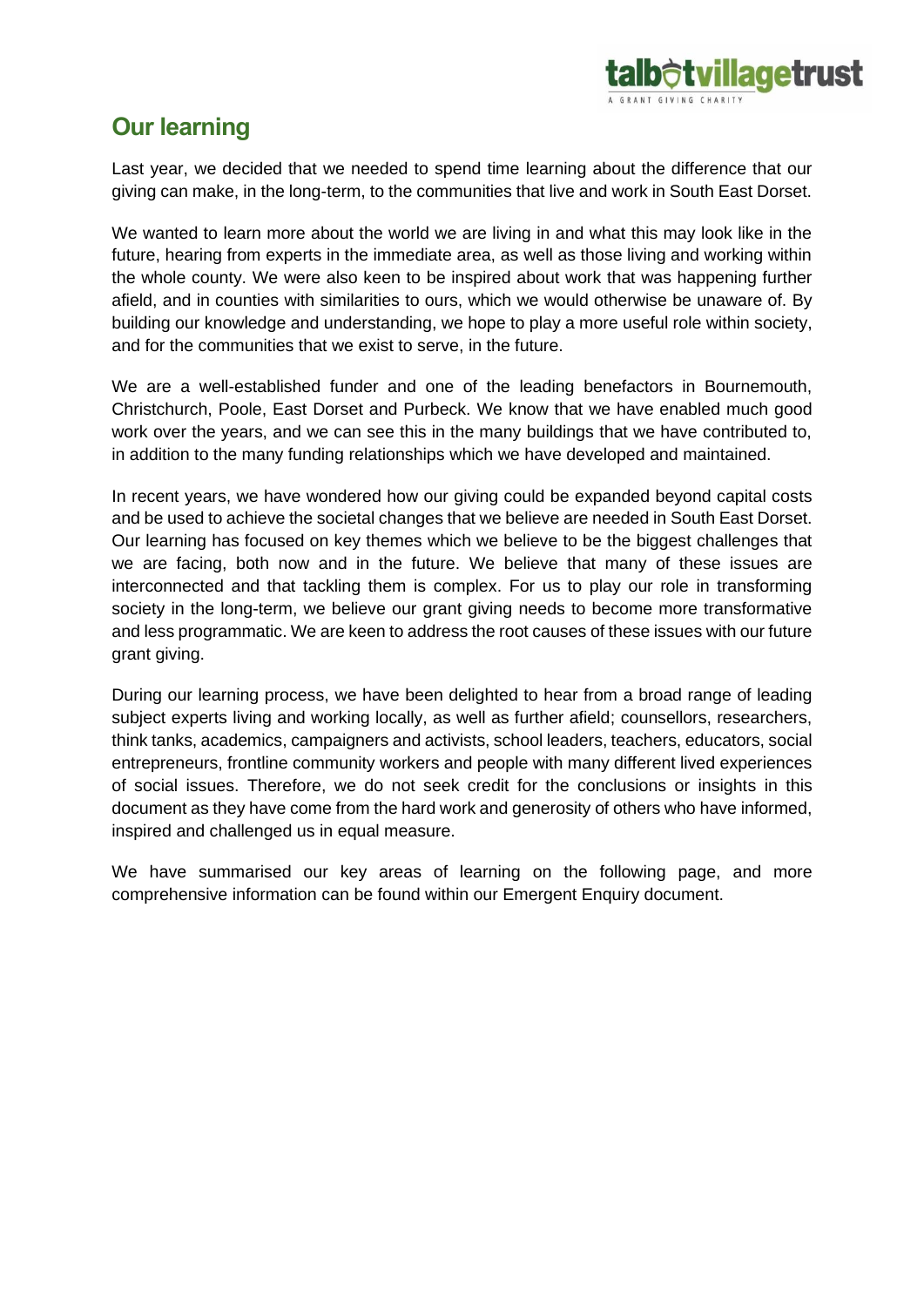## Our learning

Last year, we decided that we needed to spend time learning about the difference that our giving can make, in the long-term, to the communities that live and work in South East Dorset.

We wanted to learn more about the world we are living in and what this may look like in the future, hearing from experts in the immediate area, as well as those living and working within the whole county. We were also keen to be inspired about work that was happening further afield, and in counties with similarities to ours, which we would otherwise be unaware of. By building our knowledge and understanding, we hope to play a more useful role within society, and for the communities that we exist to serve, in the future.

We are a well-established funder and one of the leading benefactors in Bournemouth, Christchurch, Poole, East Dorset and Purbeck. We know that we have enabled much good work over the years, and we can see this in the many buildings that we have contributed to, in addition to the many funding relationships which we have developed and maintained.

In recent years, we have wondered how our giving could be expanded beyond capital costs and be used to achieve the societal changes that we believe are needed in South East Dorset. Our learning has focused on key themes which we believe to be the biggest challenges that we are facing, both now and in the future. We believe that many of these issues are interconnected and that tackling them is complex. For us to play our role in transforming society in the long-term, we believe our grant giving needs to become more transformative and less programmatic. We are keen to address the root causes of these issues with our future grant giving.

During our learning process, we have been delighted to hear from a broad range of leading subject experts living and working locally, as well as further afield; counsellors, researchers, think tanks, academics, campaigners and activists, school leaders, teachers, educators, social entrepreneurs, frontline community workers and people with many different lived experiences of social issues. Therefore, we do not seek credit for the conclusions or insights in this document as they have come from the hard work and generosity of others who have informed, inspired and challenged us in equal measure.

We have summarised our key areas of learning on the following page, and more comprehensive information can be found within our Emergent Enquiry document.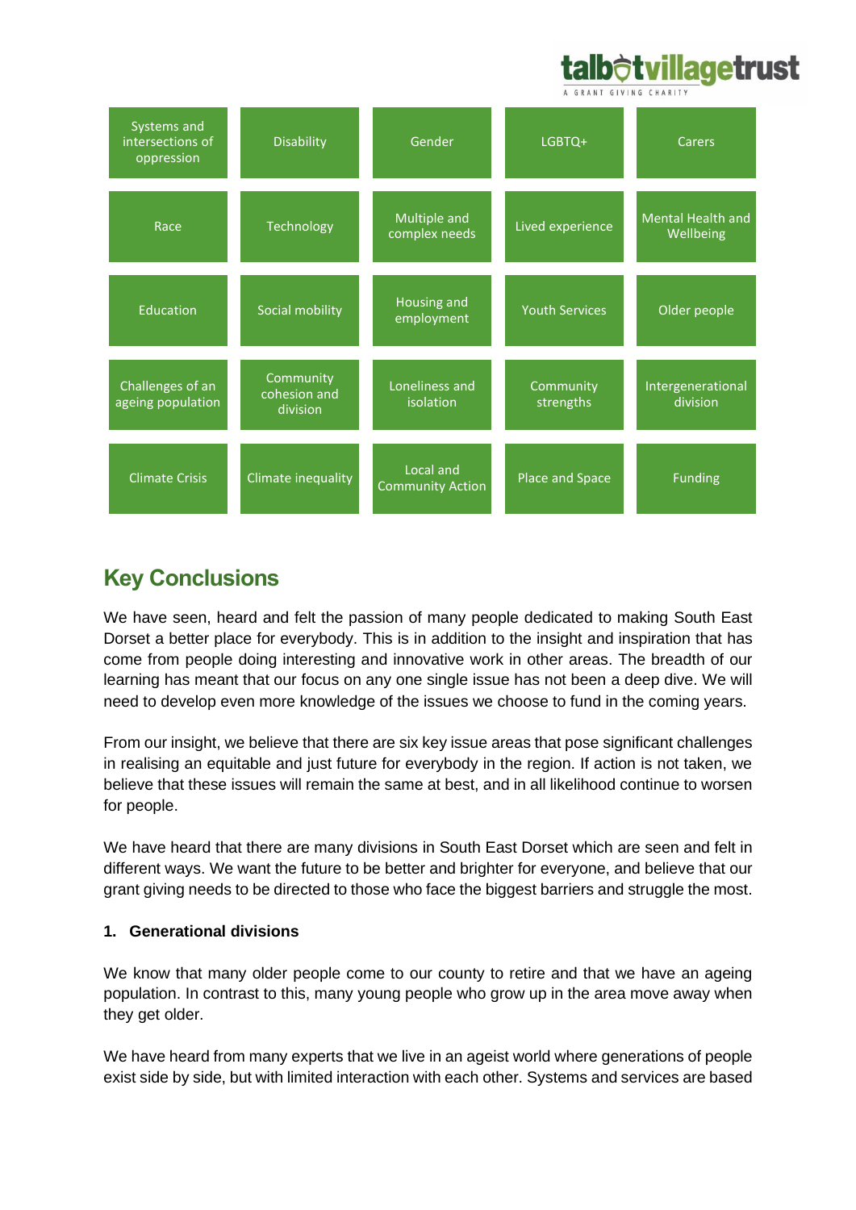| Systems and intersections of oppression | Disability | Gender | LGBTQ+ | Carers |
|---|---|---|---|---|
| Race | Technology | Multiple and complex needs | Lived experience | Mental Health and Wellbeing |
| Education | Social mobility | Housing and employment | Youth Services | Older people |
| Challenges of an ageing population | Community cohesion and division | Loneliness and isolation | Community strengths | Intergenerational division |
| Climate Crisis | Climate inequality | Local and Community Action | Place and Space | Funding |

## Key Conclusions

We have seen, heard and felt the passion of many people dedicated to making South East Dorset a better place for everybody. This is in addition to the insight and inspiration that has come from people doing interesting and innovative work in other areas. The breadth of our learning has meant that our focus on any one single issue has not been a deep dive. We will need to develop even more knowledge of the issues we choose to fund in the coming years.

From our insight, we believe that there are six key issue areas that pose significant challenges in realising an equitable and just future for everybody in the region. If action is not taken, we believe that these issues will remain the same at best, and in all likelihood continue to worsen for people.

We have heard that there are many divisions in South East Dorset which are seen and felt in different ways. We want the future to be better and brighter for everyone, and believe that our grant giving needs to be directed to those who face the biggest barriers and struggle the most.

### 1. Generational divisions

We know that many older people come to our county to retire and that we have an ageing population. In contrast to this, many young people who grow up in the area move away when they get older.

We have heard from many experts that we live in an ageist world where generations of people exist side by side, but with limited interaction with each other. Systems and services are based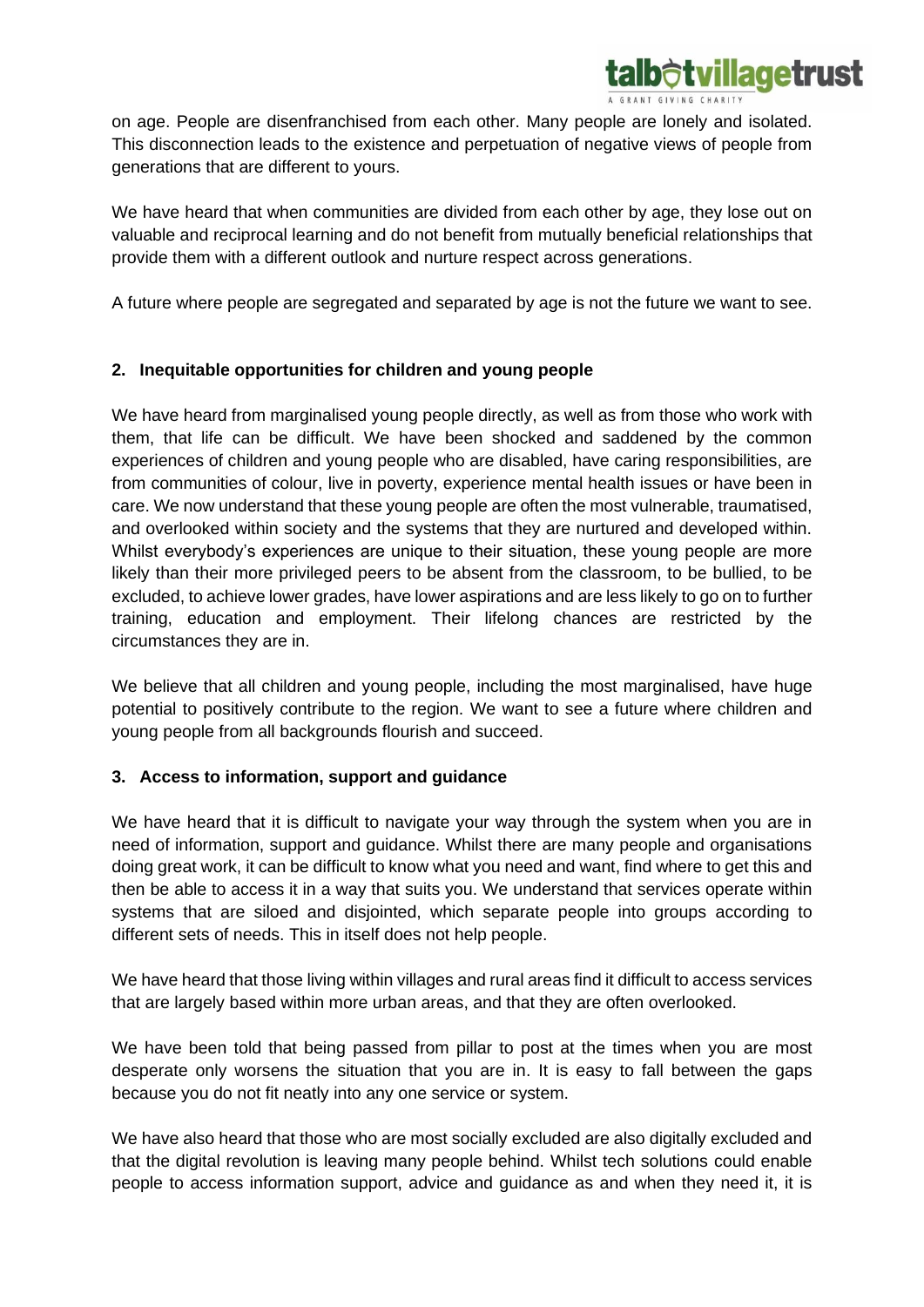on age. People are disenfranchised from each other. Many people are lonely and isolated. This disconnection leads to the existence and perpetuation of negative views of people from generations that are different to yours.

We have heard that when communities are divided from each other by age, they lose out on valuable and reciprocal learning and do not benefit from mutually beneficial relationships that provide them with a different outlook and nurture respect across generations.

A future where people are segregated and separated by age is not the future we want to see.

### 2. Inequitable opportunities for children and young people

We have heard from marginalised young people directly, as well as from those who work with them, that life can be difficult. We have been shocked and saddened by the common experiences of children and young people who are disabled, have caring responsibilities, are from communities of colour, live in poverty, experience mental health issues or have been in care. We now understand that these young people are often the most vulnerable, traumatised, and overlooked within society and the systems that they are nurtured and developed within. Whilst everybody's experiences are unique to their situation, these young people are more likely than their more privileged peers to be absent from the classroom, to be bullied, to be excluded, to achieve lower grades, have lower aspirations and are less likely to go on to further training, education and employment. Their lifelong chances are restricted by the circumstances they are in.

We believe that all children and young people, including the most marginalised, have huge potential to positively contribute to the region. We want to see a future where children and young people from all backgrounds flourish and succeed.

### 3. Access to information, support and guidance

We have heard that it is difficult to navigate your way through the system when you are in need of information, support and guidance. Whilst there are many people and organisations doing great work, it can be difficult to know what you need and want, find where to get this and then be able to access it in a way that suits you. We understand that services operate within systems that are siloed and disjointed, which separate people into groups according to different sets of needs. This in itself does not help people.

We have heard that those living within villages and rural areas find it difficult to access services that are largely based within more urban areas, and that they are often overlooked.

We have been told that being passed from pillar to post at the times when you are most desperate only worsens the situation that you are in. It is easy to fall between the gaps because you do not fit neatly into any one service or system.

We have also heard that those who are most socially excluded are also digitally excluded and that the digital revolution is leaving many people behind. Whilst tech solutions could enable people to access information support, advice and guidance as and when they need it, it is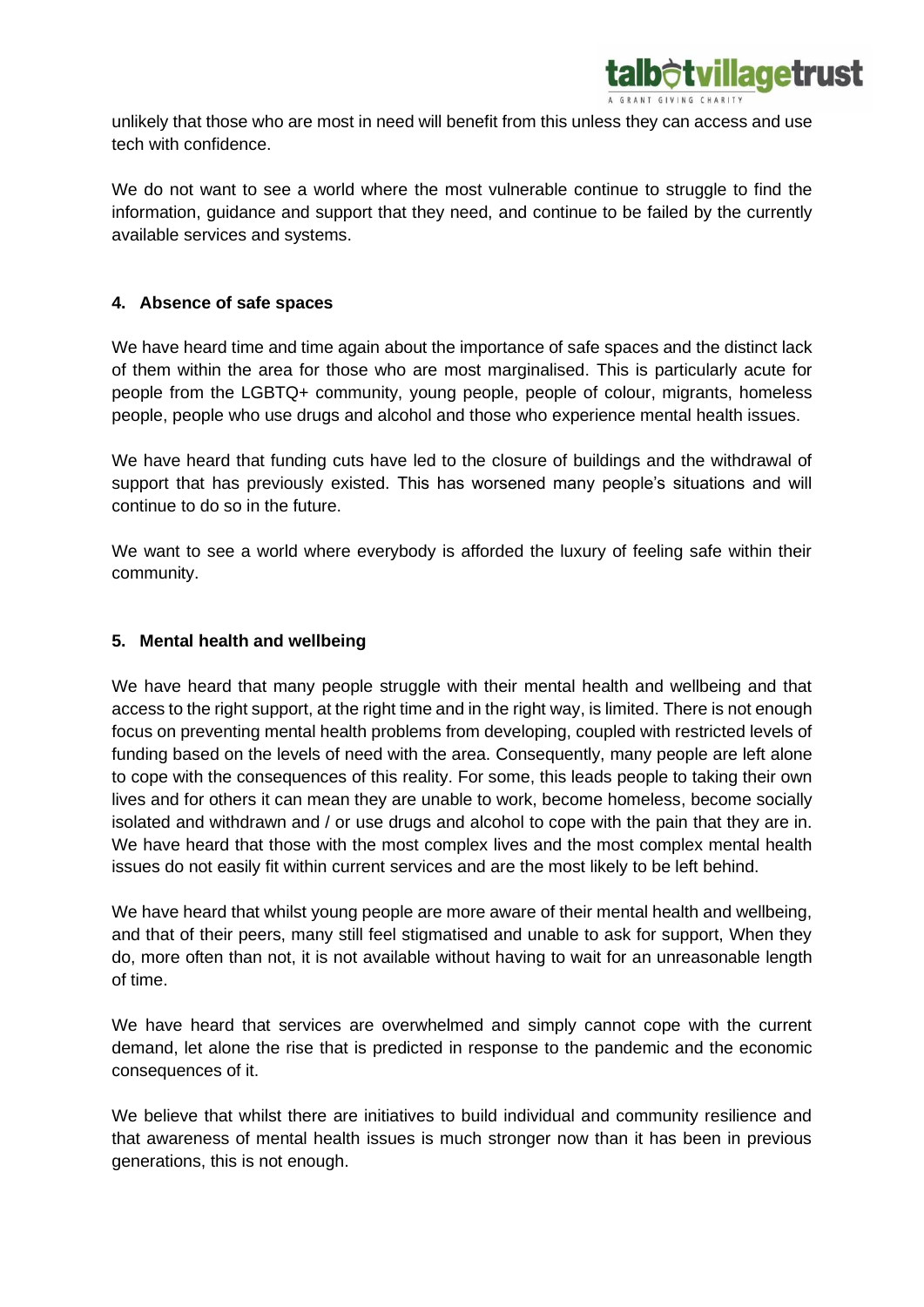unlikely that those who are most in need will benefit from this unless they can access and use tech with confidence.

We do not want to see a world where the most vulnerable continue to struggle to find the information, guidance and support that they need, and continue to be failed by the currently available services and systems.

### 4. Absence of safe spaces

We have heard time and time again about the importance of safe spaces and the distinct lack of them within the area for those who are most marginalised. This is particularly acute for people from the LGBTQ+ community, young people, people of colour, migrants, homeless people, people who use drugs and alcohol and those who experience mental health issues.

We have heard that funding cuts have led to the closure of buildings and the withdrawal of support that has previously existed. This has worsened many people's situations and will continue to do so in the future.

We want to see a world where everybody is afforded the luxury of feeling safe within their community.

### 5. Mental health and wellbeing

We have heard that many people struggle with their mental health and wellbeing and that access to the right support, at the right time and in the right way, is limited. There is not enough focus on preventing mental health problems from developing, coupled with restricted levels of funding based on the levels of need with the area. Consequently, many people are left alone to cope with the consequences of this reality. For some, this leads people to taking their own lives and for others it can mean they are unable to work, become homeless, become socially isolated and withdrawn and / or use drugs and alcohol to cope with the pain that they are in. We have heard that those with the most complex lives and the most complex mental health issues do not easily fit within current services and are the most likely to be left behind.

We have heard that whilst young people are more aware of their mental health and wellbeing, and that of their peers, many still feel stigmatised and unable to ask for support, When they do, more often than not, it is not available without having to wait for an unreasonable length of time.

We have heard that services are overwhelmed and simply cannot cope with the current demand, let alone the rise that is predicted in response to the pandemic and the economic consequences of it.

We believe that whilst there are initiatives to build individual and community resilience and that awareness of mental health issues is much stronger now than it has been in previous generations, this is not enough.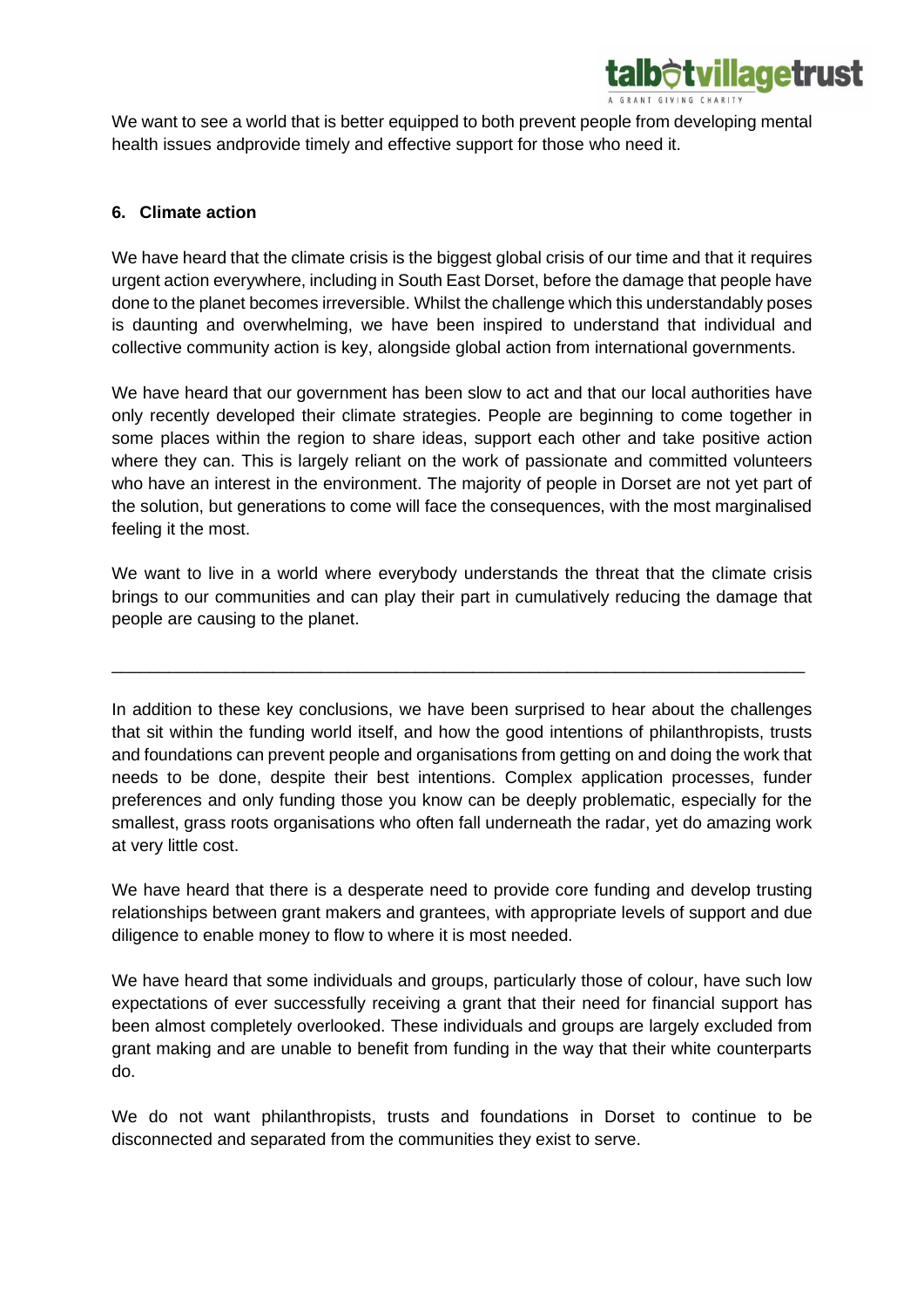We want to see a world that is better equipped to both prevent people from developing mental health issues andprovide timely and effective support for those who need it.

### 6. Climate action

We have heard that the climate crisis is the biggest global crisis of our time and that it requires urgent action everywhere, including in South East Dorset, before the damage that people have done to the planet becomes irreversible. Whilst the challenge which this understandably poses is daunting and overwhelming, we have been inspired to understand that individual and collective community action is key, alongside global action from international governments.

We have heard that our government has been slow to act and that our local authorities have only recently developed their climate strategies. People are beginning to come together in some places within the region to share ideas, support each other and take positive action where they can. This is largely reliant on the work of passionate and committed volunteers who have an interest in the environment. The majority of people in Dorset are not yet part of the solution, but generations to come will face the consequences, with the most marginalised feeling it the most.

We want to live in a world where everybody understands the threat that the climate crisis brings to our communities and can play their part in cumulatively reducing the damage that people are causing to the planet.

---

In addition to these key conclusions, we have been surprised to hear about the challenges that sit within the funding world itself, and how the good intentions of philanthropists, trusts and foundations can prevent people and organisations from getting on and doing the work that needs to be done, despite their best intentions. Complex application processes, funder preferences and only funding those you know can be deeply problematic, especially for the smallest, grass roots organisations who often fall underneath the radar, yet do amazing work at very little cost.

We have heard that there is a desperate need to provide core funding and develop trusting relationships between grant makers and grantees, with appropriate levels of support and due diligence to enable money to flow to where it is most needed.

We have heard that some individuals and groups, particularly those of colour, have such low expectations of ever successfully receiving a grant that their need for financial support has been almost completely overlooked. These individuals and groups are largely excluded from grant making and are unable to benefit from funding in the way that their white counterparts do.

We do not want philanthropists, trusts and foundations in Dorset to continue to be disconnected and separated from the communities they exist to serve.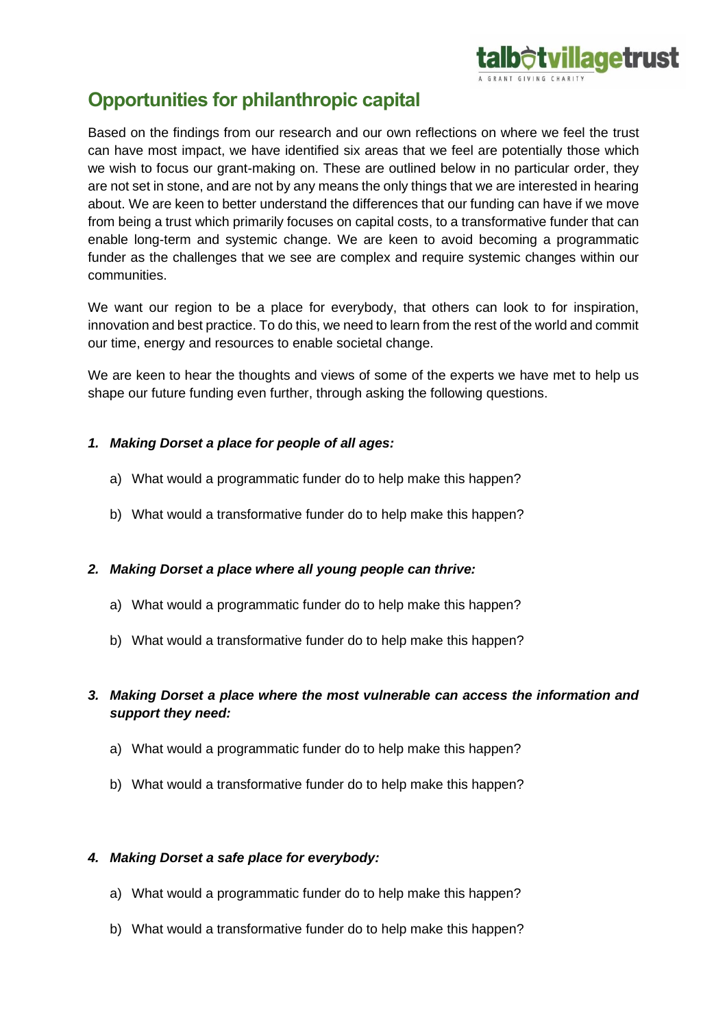## Opportunities for philanthropic capital

Based on the findings from our research and our own reflections on where we feel the trust can have most impact, we have identified six areas that we feel are potentially those which we wish to focus our grant-making on. These are outlined below in no particular order, they are not set in stone, and are not by any means the only things that we are interested in hearing about. We are keen to better understand the differences that our funding can have if we move from being a trust which primarily focuses on capital costs, to a transformative funder that can enable long-term and systemic change. We are keen to avoid becoming a programmatic funder as the challenges that we see are complex and require systemic changes within our communities.

We want our region to be a place for everybody, that others can look to for inspiration, innovation and best practice. To do this, we need to learn from the rest of the world and commit our time, energy and resources to enable societal change.

We are keen to hear the thoughts and views of some of the experts we have met to help us shape our future funding even further, through asking the following questions.

1. ***Making Dorset a place for people of all ages:***

    a) What would a programmatic funder do to help make this happen?

    b) What would a transformative funder do to help make this happen?

2. ***Making Dorset a place where all young people can thrive:***

    a) What would a programmatic funder do to help make this happen?

    b) What would a transformative funder do to help make this happen?

3. ***Making Dorset a place where the most vulnerable can access the information and support they need:***

    a) What would a programmatic funder do to help make this happen?

    b) What would a transformative funder do to help make this happen?

4. ***Making Dorset a safe place for everybody:***

    a) What would a programmatic funder do to help make this happen?

    b) What would a transformative funder do to help make this happen?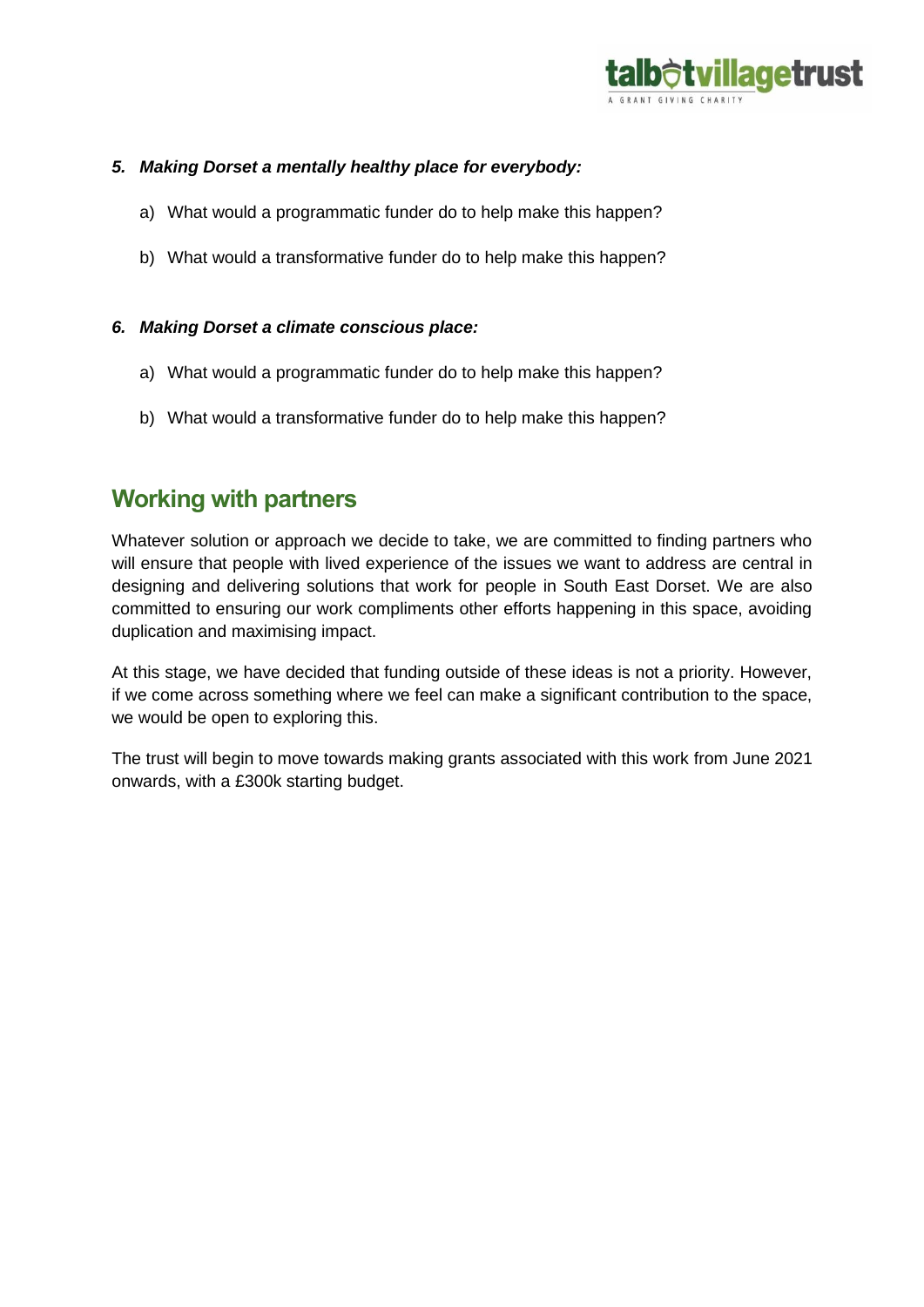5. ***Making Dorset a mentally healthy place for everybody:***

    a) What would a programmatic funder do to help make this happen?

    b) What would a transformative funder do to help make this happen?

6. ***Making Dorset a climate conscious place:***

    a) What would a programmatic funder do to help make this happen?

    b) What would a transformative funder do to help make this happen?

## Working with partners

Whatever solution or approach we decide to take, we are committed to finding partners who will ensure that people with lived experience of the issues we want to address are central in designing and delivering solutions that work for people in South East Dorset. We are also committed to ensuring our work compliments other efforts happening in this space, avoiding duplication and maximising impact.

At this stage, we have decided that funding outside of these ideas is not a priority. However, if we come across something where we feel can make a significant contribution to the space, we would be open to exploring this.

The trust will begin to move towards making grants associated with this work from June 2021 onwards, with a £300k starting budget.